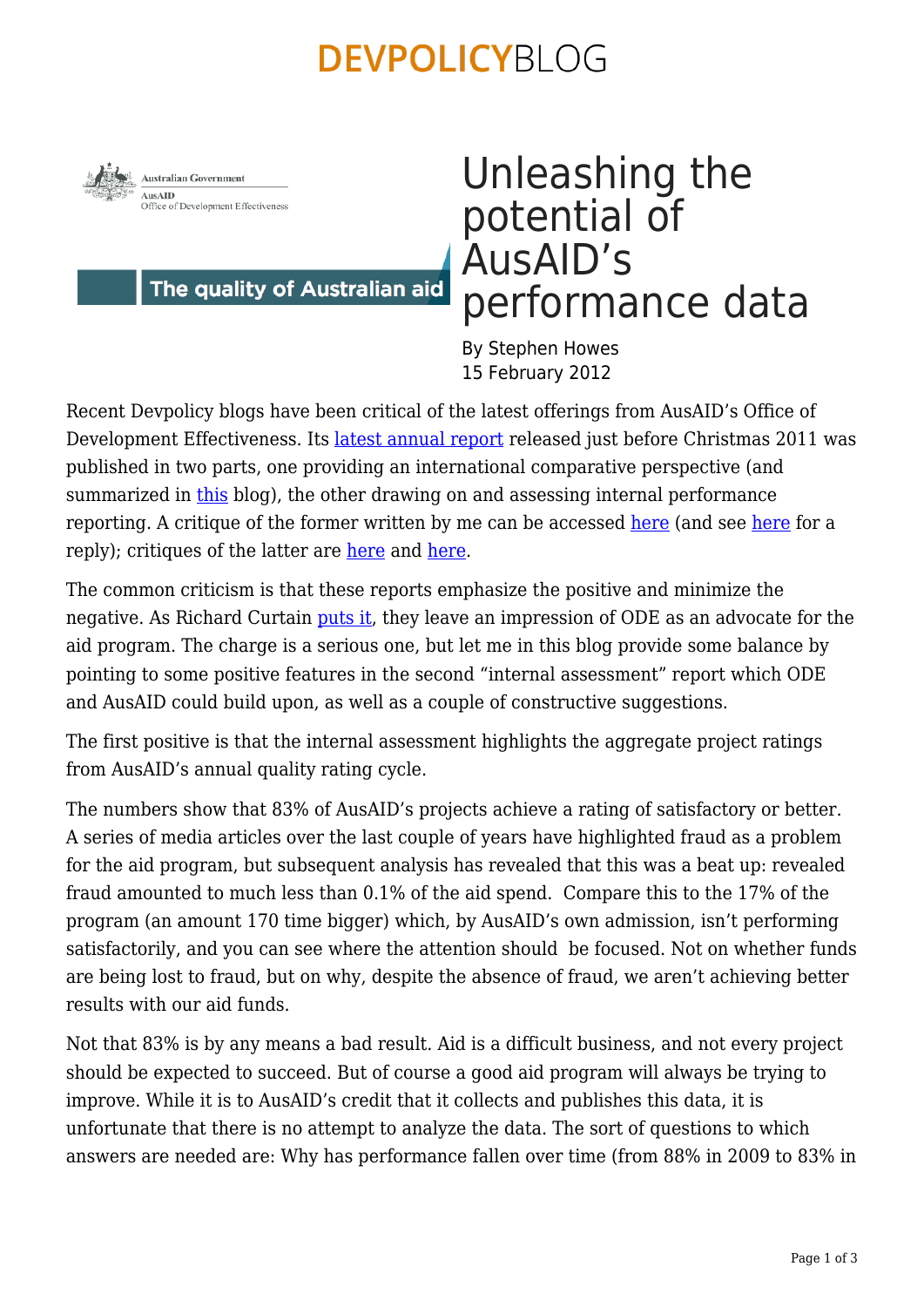# Unleashing the potential of AusAID's performance data

By Stephen Howes
15 February 2012

Recent Devpolicy blogs have been critical of the latest offerings from AusAID's Office of Development Effectiveness. Its latest annual report released just before Christmas 2011 was published in two parts, one providing an international comparative perspective (and summarized in this blog), the other drawing on and assessing internal performance reporting. A critique of the former written by me can be accessed here (and see here for a reply); critiques of the latter are here and here.

The common criticism is that these reports emphasize the positive and minimize the negative. As Richard Curtain puts it, they leave an impression of ODE as an advocate for the aid program. The charge is a serious one, but let me in this blog provide some balance by pointing to some positive features in the second "internal assessment" report which ODE and AusAID could build upon, as well as a couple of constructive suggestions.

The first positive is that the internal assessment highlights the aggregate project ratings from AusAID's annual quality rating cycle.

The numbers show that 83% of AusAID's projects achieve a rating of satisfactory or better. A series of media articles over the last couple of years have highlighted fraud as a problem for the aid program, but subsequent analysis has revealed that this was a beat up: revealed fraud amounted to much less than 0.1% of the aid spend. Compare this to the 17% of the program (an amount 170 time bigger) which, by AusAID's own admission, isn't performing satisfactorily, and you can see where the attention should be focused. Not on whether funds are being lost to fraud, but on why, despite the absence of fraud, we aren't achieving better results with our aid funds.

Not that 83% is by any means a bad result. Aid is a difficult business, and not every project should be expected to succeed. But of course a good aid program will always be trying to improve. While it is to AusAID's credit that it collects and publishes this data, it is unfortunate that there is no attempt to analyze the data. The sort of questions to which answers are needed are: Why has performance fallen over time (from 88% in 2009 to 83% in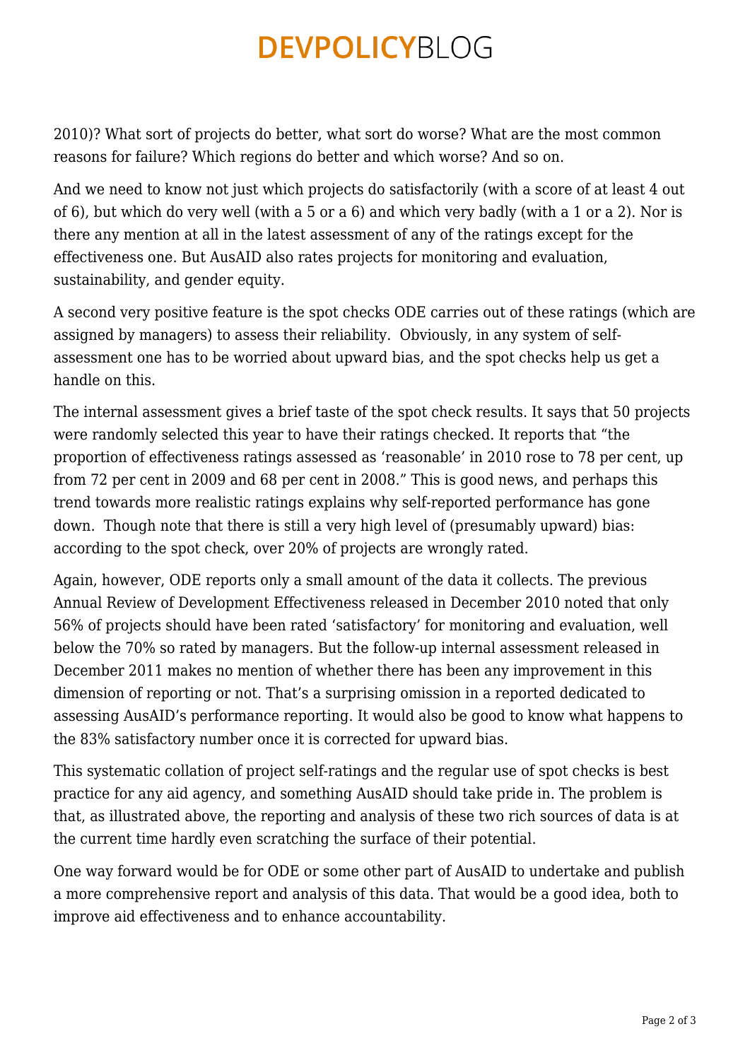2010)? What sort of projects do better, what sort do worse? What are the most common reasons for failure? Which regions do better and which worse? And so on.

And we need to know not just which projects do satisfactorily (with a score of at least 4 out of 6), but which do very well (with a 5 or a 6) and which very badly (with a 1 or a 2). Nor is there any mention at all in the latest assessment of any of the ratings except for the effectiveness one. But AusAID also rates projects for monitoring and evaluation, sustainability, and gender equity.

A second very positive feature is the spot checks ODE carries out of these ratings (which are assigned by managers) to assess their reliability. Obviously, in any system of self-assessment one has to be worried about upward bias, and the spot checks help us get a handle on this.

The internal assessment gives a brief taste of the spot check results. It says that 50 projects were randomly selected this year to have their ratings checked. It reports that "the proportion of effectiveness ratings assessed as 'reasonable' in 2010 rose to 78 per cent, up from 72 per cent in 2009 and 68 per cent in 2008." This is good news, and perhaps this trend towards more realistic ratings explains why self-reported performance has gone down. Though note that there is still a very high level of (presumably upward) bias: according to the spot check, over 20% of projects are wrongly rated.

Again, however, ODE reports only a small amount of the data it collects. The previous Annual Review of Development Effectiveness released in December 2010 noted that only 56% of projects should have been rated 'satisfactory' for monitoring and evaluation, well below the 70% so rated by managers. But the follow-up internal assessment released in December 2011 makes no mention of whether there has been any improvement in this dimension of reporting or not. That's a surprising omission in a reported dedicated to assessing AusAID's performance reporting. It would also be good to know what happens to the 83% satisfactory number once it is corrected for upward bias.

This systematic collation of project self-ratings and the regular use of spot checks is best practice for any aid agency, and something AusAID should take pride in. The problem is that, as illustrated above, the reporting and analysis of these two rich sources of data is at the current time hardly even scratching the surface of their potential.

One way forward would be for ODE or some other part of AusAID to undertake and publish a more comprehensive report and analysis of this data. That would be a good idea, both to improve aid effectiveness and to enhance accountability.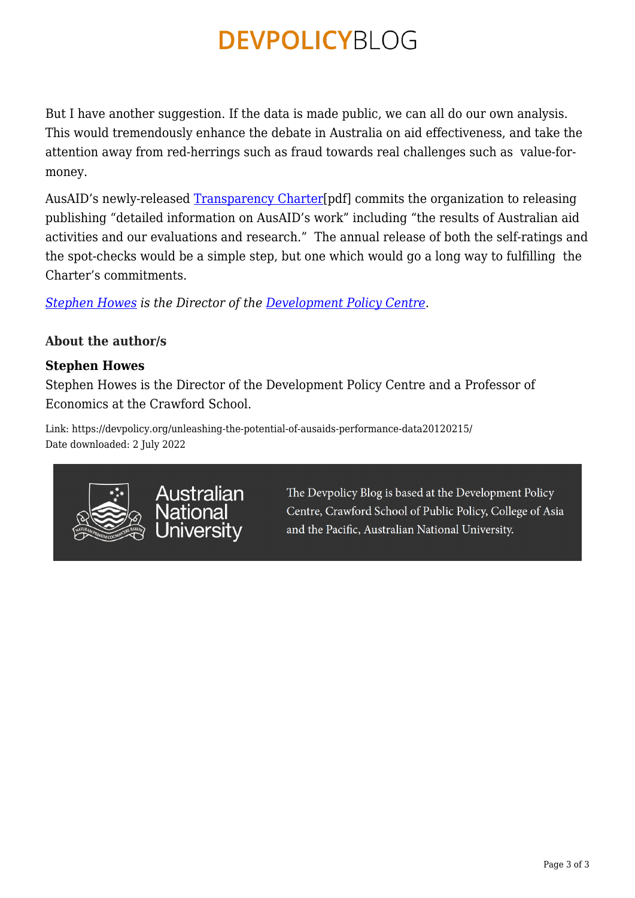But I have another suggestion. If the data is made public, we can all do our own analysis. This would tremendously enhance the debate in Australia on aid effectiveness, and take the attention away from red-herrings such as fraud towards real challenges such as value-for-money.

AusAID's newly-released Transparency Charter[pdf] commits the organization to releasing publishing "detailed information on AusAID's work" including "the results of Australian aid activities and our evaluations and research." The annual release of both the self-ratings and the spot-checks would be a simple step, but one which would go a long way to fulfilling the Charter's commitments.

*Stephen Howes is the Director of the Development Policy Centre.*

### About the author/s

**Stephen Howes**
Stephen Howes is the Director of the Development Policy Centre and a Professor of Economics at the Crawford School.

Link: https://devpolicy.org/unleashing-the-potential-of-ausaids-performance-data20120215/
Date downloaded: 2 July 2022

Australian National University

The Devpolicy Blog is based at the Development Policy Centre, Crawford School of Public Policy, College of Asia and the Pacific, Australian National University.